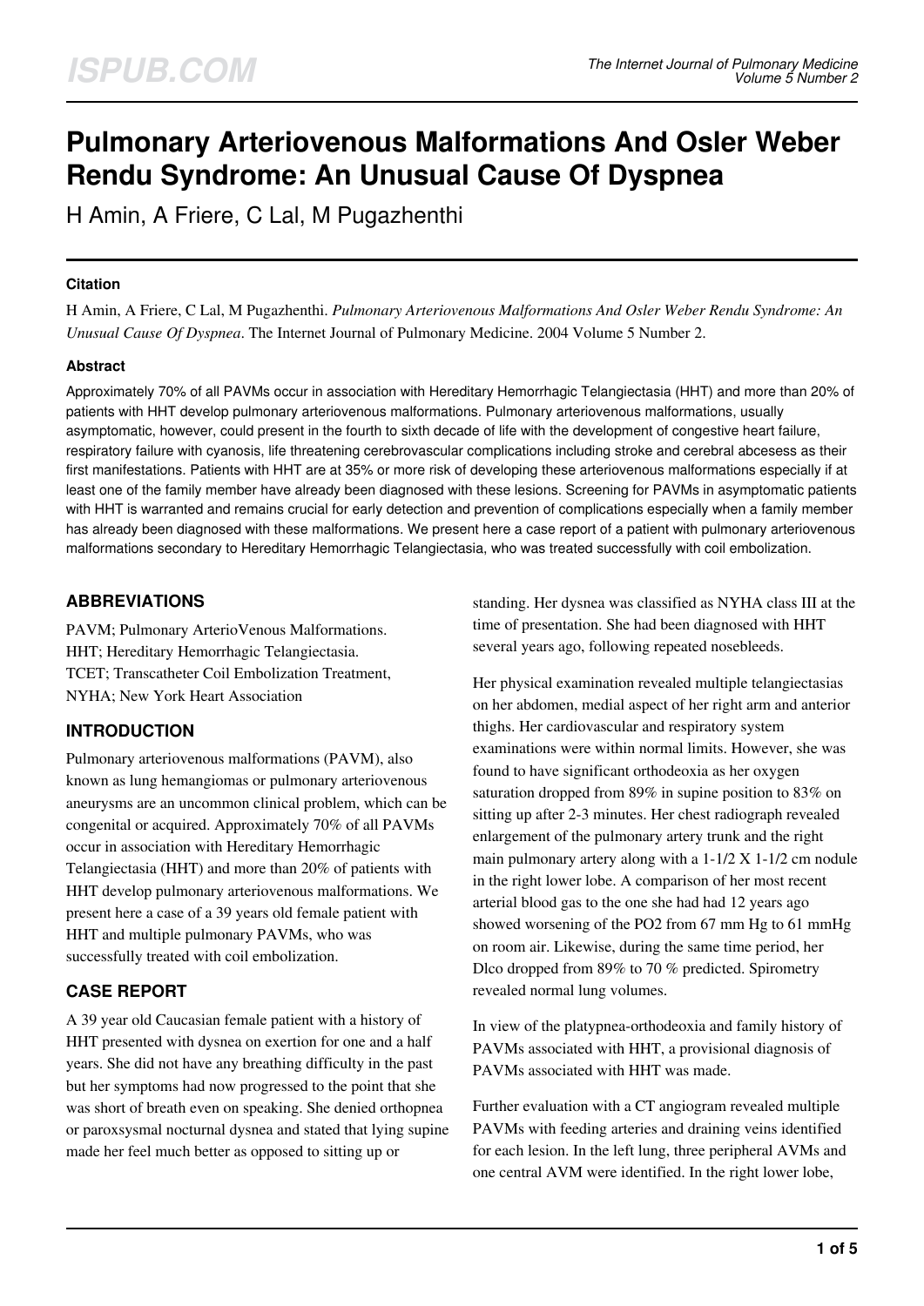# Pulmonary Arteriovenous Malformations And Osler Weber Rendu Syndrome: An Unusual Cause Of Dyspnea

H Amin, A Friere, C Lal, M Pugazhenthi

#### Citation

H Amin, A Friere, C Lal, M Pugazhenthi. *Pulmonary Arteriovenous Malformations And Osler Weber Rendu Syndrome: An Unusual Cause Of Dyspnea*. The Internet Journal of Pulmonary Medicine. 2004 Volume 5 Number 2.

#### Abstract

Approximately 70% of all PAVMs occur in association with Hereditary Hemorrhagic Telangiectasia (HHT) and more than 20% of patients with HHT develop pulmonary arteriovenous malformations. Pulmonary arteriovenous malformations, usually asymptomatic, however, could present in the fourth to sixth decade of life with the development of congestive heart failure, respiratory failure with cyanosis, life threatening cerebrovascular complications including stroke and cerebral abcesess as their first manifestations. Patients with HHT are at 35% or more risk of developing these arteriovenous malformations especially if at least one of the family member have already been diagnosed with these lesions. Screening for PAVMs in asymptomatic patients with HHT is warranted and remains crucial for early detection and prevention of complications especially when a family member has already been diagnosed with these malformations. We present here a case report of a patient with pulmonary arteriovenous malformations secondary to Hereditary Hemorrhagic Telangiectasia, who was treated successfully with coil embolization.

## ABBREVIATIONS

PAVM; Pulmonary ArterioVenous Malformations.
HHT; Hereditary Hemorrhagic Telangiectasia.
TCET; Transcatheter Coil Embolization Treatment,
NYHA; New York Heart Association

## INTRODUCTION

Pulmonary arteriovenous malformations (PAVM), also known as lung hemangiomas or pulmonary arteriovenous aneurysms are an uncommon clinical problem, which can be congenital or acquired. Approximately 70% of all PAVMs occur in association with Hereditary Hemorrhagic Telangiectasia (HHT) and more than 20% of patients with HHT develop pulmonary arteriovenous malformations. We present here a case of a 39 years old female patient with HHT and multiple pulmonary PAVMs, who was successfully treated with coil embolization.

## CASE REPORT

A 39 year old Caucasian female patient with a history of HHT presented with dysnea on exertion for one and a half years. She did not have any breathing difficulty in the past but her symptoms had now progressed to the point that she was short of breath even on speaking. She denied orthopnea or paroxsysmal nocturnal dysnea and stated that lying supine made her feel much better as opposed to sitting up or standing. Her dysnea was classified as NYHA class III at the time of presentation. She had been diagnosed with HHT several years ago, following repeated nosebleeds.

Her physical examination revealed multiple telangiectasias on her abdomen, medial aspect of her right arm and anterior thighs. Her cardiovascular and respiratory system examinations were within normal limits. However, she was found to have significant orthodeoxia as her oxygen saturation dropped from 89% in supine position to 83% on sitting up after 2-3 minutes. Her chest radiograph revealed enlargement of the pulmonary artery trunk and the right main pulmonary artery along with a 1-1/2 X 1-1/2 cm nodule in the right lower lobe. A comparison of her most recent arterial blood gas to the one she had had 12 years ago showed worsening of the PO2 from 67 mm Hg to 61 mmHg on room air. Likewise, during the same time period, her Dlco dropped from 89% to 70 % predicted. Spirometry revealed normal lung volumes.

In view of the platypnea-orthodeoxia and family history of PAVMs associated with HHT, a provisional diagnosis of PAVMs associated with HHT was made.

Further evaluation with a CT angiogram revealed multiple PAVMs with feeding arteries and draining veins identified for each lesion. In the left lung, three peripheral AVMs and one central AVM were identified. In the right lower lobe,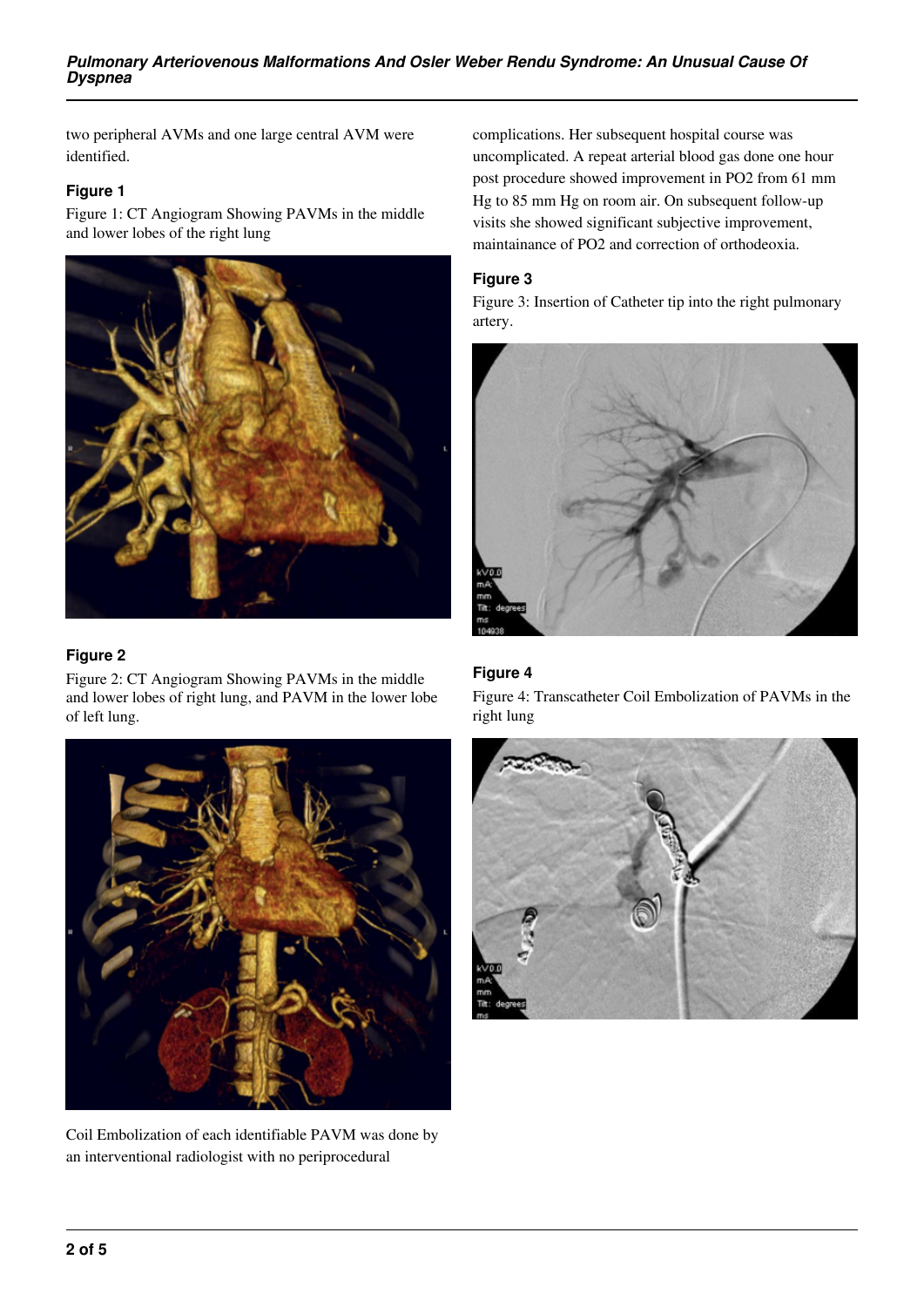two peripheral AVMs and one large central AVM were identified.

### Figure 1

Figure 1: CT Angiogram Showing PAVMs in the middle and lower lobes of the right lung

### Figure 2

Figure 2: CT Angiogram Showing PAVMs in the middle and lower lobes of right lung, and PAVM in the lower lobe of left lung.

Coil Embolization of each identifiable PAVM was done by an interventional radiologist with no periprocedural complications. Her subsequent hospital course was uncomplicated. A repeat arterial blood gas done one hour post procedure showed improvement in PO2 from 61 mm Hg to 85 mm Hg on room air. On subsequent follow-up visits she showed significant subjective improvement, maintainance of PO2 and correction of orthodeoxia.

### Figure 3

Figure 3: Insertion of Catheter tip into the right pulmonary artery.

### Figure 4

Figure 4: Transcatheter Coil Embolization of PAVMs in the right lung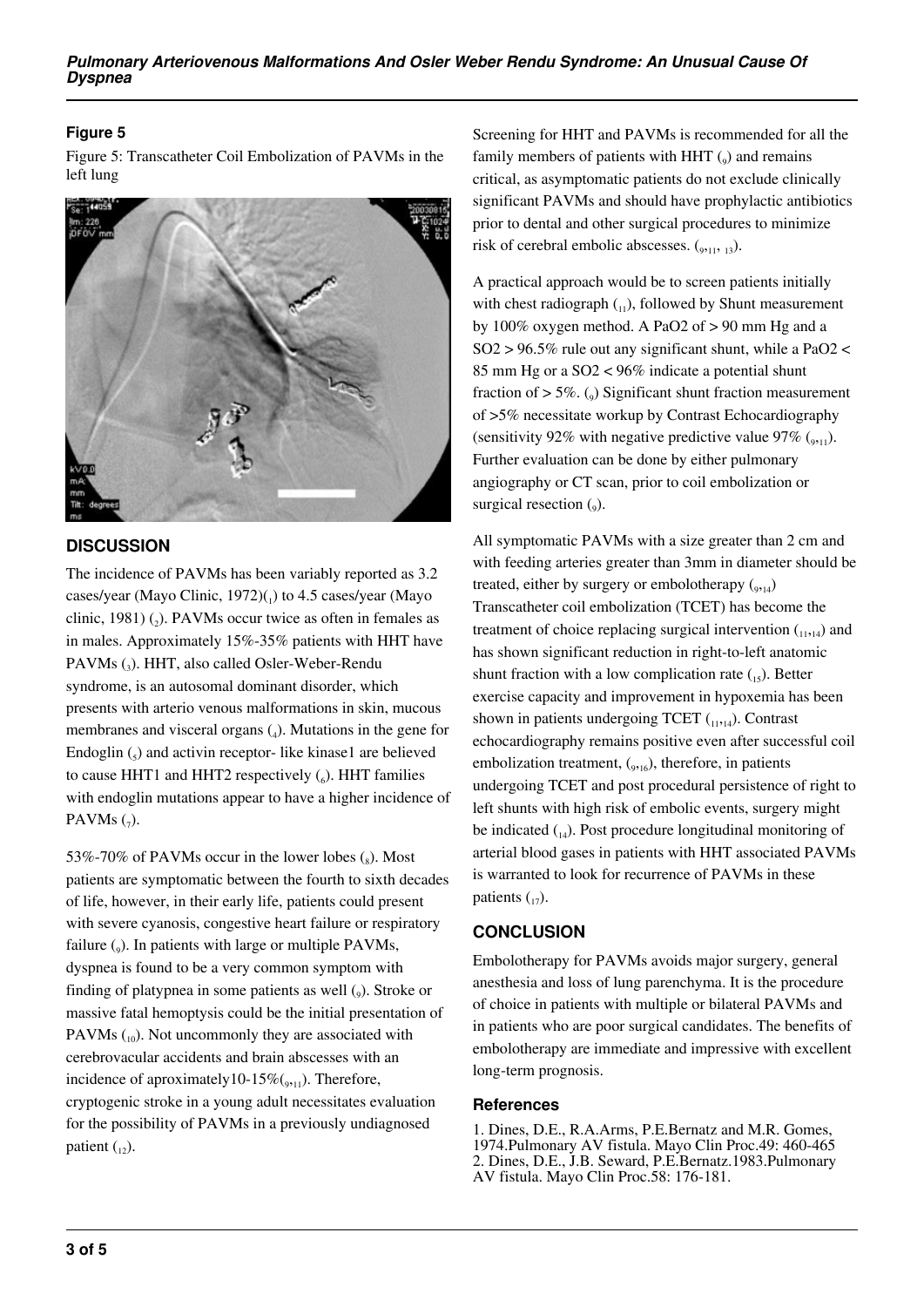### Figure 5

Figure 5: Transcatheter Coil Embolization of PAVMs in the left lung

## DISCUSSION

The incidence of PAVMs has been variably reported as 3.2 cases/year (Mayo Clinic, 1972)[1] to 4.5 cases/year (Mayo clinic, 1981) [2]. PAVMs occur twice as often in females as in males. Approximately 15%-35% patients with HHT have PAVMs [3]. HHT, also called Osler-Weber-Rendu syndrome, is an autosomal dominant disorder, which presents with arterio venous malformations in skin, mucous membranes and visceral organs [4]. Mutations in the gene for Endoglin [5] and activin receptor- like kinase1 are believed to cause HHT1 and HHT2 respectively [6]. HHT families with endoglin mutations appear to have a higher incidence of PAVMs [7].

53%-70% of PAVMs occur in the lower lobes [8]. Most patients are symptomatic between the fourth to sixth decades of life, however, in their early life, patients could present with severe cyanosis, congestive heart failure or respiratory failure [9]. In patients with large or multiple PAVMs, dyspnea is found to be a very common symptom with finding of platypnea in some patients as well [9]. Stroke or massive fatal hemoptysis could be the initial presentation of PAVMs [10]. Not uncommonly they are associated with cerebrovacular accidents and brain abscesses with an incidence of aproximately10-15%[9,11]. Therefore, cryptogenic stroke in a young adult necessitates evaluation for the possibility of PAVMs in a previously undiagnosed patient [12].

Screening for HHT and PAVMs is recommended for all the family members of patients with HHT [9] and remains critical, as asymptomatic patients do not exclude clinically significant PAVMs and should have prophylactic antibiotics prior to dental and other surgical procedures to minimize risk of cerebral embolic abscesses. [9,11, 13].

A practical approach would be to screen patients initially with chest radiograph [11], followed by Shunt measurement by 100% oxygen method. A PaO2 of > 90 mm Hg and a SO2 > 96.5% rule out any significant shunt, while a PaO2 < 85 mm Hg or a SO2 < 96% indicate a potential shunt fraction of > 5%. [9] Significant shunt fraction measurement of >5% necessitate workup by Contrast Echocardiography (sensitivity 92% with negative predictive value 97% [9,11]. Further evaluation can be done by either pulmonary angiography or CT scan, prior to coil embolization or surgical resection [9].

All symptomatic PAVMs with a size greater than 2 cm and with feeding arteries greater than 3mm in diameter should be treated, either by surgery or embolotherapy [9,14] Transcatheter coil embolization (TCET) has become the treatment of choice replacing surgical intervention [11,14] and has shown significant reduction in right-to-left anatomic shunt fraction with a low complication rate [15]. Better exercise capacity and improvement in hypoxemia has been shown in patients undergoing TCET [11,14]. Contrast echocardiography remains positive even after successful coil embolization treatment, [9,16], therefore, in patients undergoing TCET and post procedural persistence of right to left shunts with high risk of embolic events, surgery might be indicated [14]. Post procedure longitudinal monitoring of arterial blood gases in patients with HHT associated PAVMs is warranted to look for recurrence of PAVMs in these patients [17].

## CONCLUSION

Embolotherapy for PAVMs avoids major surgery, general anesthesia and loss of lung parenchyma. It is the procedure of choice in patients with multiple or bilateral PAVMs and in patients who are poor surgical candidates. The benefits of embolotherapy are immediate and impressive with excellent long-term prognosis.

### References

1. Dines, D.E., R.A.Arms, P.E.Bernatz and M.R. Gomes, 1974.Pulmonary AV fistula. Mayo Clin Proc.49: 460-465
2. Dines, D.E., J.B. Seward, P.E.Bernatz.1983.Pulmonary AV fistula. Mayo Clin Proc.58: 176-181.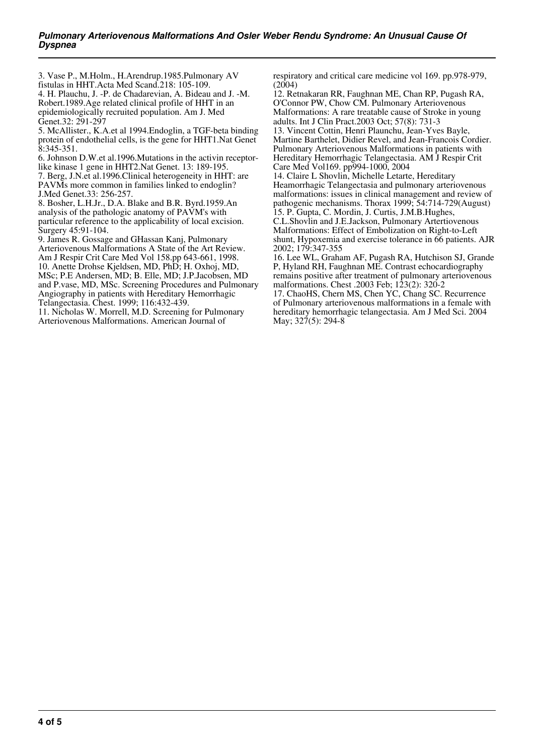3. Vase P., M.Holm., H.Arendrup.1985.Pulmonary AV fistulas in HHT.Acta Med Scand.218: 105-109.

4. H. Plauchu, J. -P. de Chadarevian, A. Bideau and J. -M. Robert.1989.Age related clinical profile of HHT in an epidemiologically recruited population. Am J. Med Genet.32: 291-297

5. McAllister., K.A.et al 1994.Endoglin, a TGF-beta binding protein of endothelial cells, is the gene for HHT1.Nat Genet 8:345-351.

6. Johnson D.W.et al.1996.Mutations in the activin receptor-like kinase 1 gene in HHT2.Nat Genet. 13: 189-195.

7. Berg, J.N.et al.1996.Clinical heterogeneity in HHT: are PAVMs more common in families linked to endoglin? J.Med Genet.33: 256-257.

8. Bosher, L.H.Jr., D.A. Blake and B.R. Byrd.1959.An analysis of the pathologic anatomy of PAVM's with particular reference to the applicability of local excision. Surgery 45:91-104.

9. James R. Gossage and GHassan Kanj, Pulmonary Arteriovenous Malformations A State of the Art Review. Am J Respir Crit Care Med Vol 158.pp 643-661, 1998.

10. Anette Drohse Kjeldsen, MD, PhD; H. Oxhoj, MD, MSc; P.E Andersen, MD; B. Elle, MD; J.P.Jacobsen, MD and P.vase, MD, MSc. Screening Procedures and Pulmonary Angiography in patients with Hereditary Hemorrhagic Telangectasia. Chest. 1999; 116:432-439.

11. Nicholas W. Morrell, M.D. Screening for Pulmonary Arteriovenous Malformations. American Journal of respiratory and critical care medicine vol 169. pp.978-979, (2004)

12. Retnakaran RR, Faughnan ME, Chan RP, Pugash RA, O'Connor PW, Chow CM. Pulmonary Arteriovenous Malformations: A rare treatable cause of Stroke in young adults. Int J Clin Pract.2003 Oct; 57(8): 731-3

13. Vincent Cottin, Henri Plaunchu, Jean-Yves Bayle, Martine Barthelet, Didier Revel, and Jean-Francois Cordier. Pulmonary Arteriovenous Malformations in patients with Hereditary Hemorrhagic Telangectasia. AM J Respir Crit Care Med Vol169. pp994-1000, 2004

14. Claire L Shovlin, Michelle Letarte, Hereditary Heamorrhagic Telangectasia and pulmonary arteriovenous malformations: issues in clinical management and review of pathogenic mechanisms. Thorax 1999; 54:714-729(August)

15. P. Gupta, C. Mordin, J. Curtis, J.M.B.Hughes, C.L.Shovlin and J.E.Jackson, Pulmonary Artertiovenous Malformations: Effect of Embolization on Right-to-Left shunt, Hypoxemia and exercise tolerance in 66 patients. AJR 2002; 179:347-355

16. Lee WL, Graham AF, Pugash RA, Hutchison SJ, Grande P, Hyland RH, Faughnan ME. Contrast echocardiography remains positive after treatment of pulmonary arteriovenous malformations. Chest .2003 Feb; 123(2): 320-2

17. ChaoHS, Chern MS, Chen YC, Chang SC. Recurrence of Pulmonary arteriovenous malformations in a female with hereditary hemorrhagic telangectasia. Am J Med Sci. 2004 May; 327(5): 294-8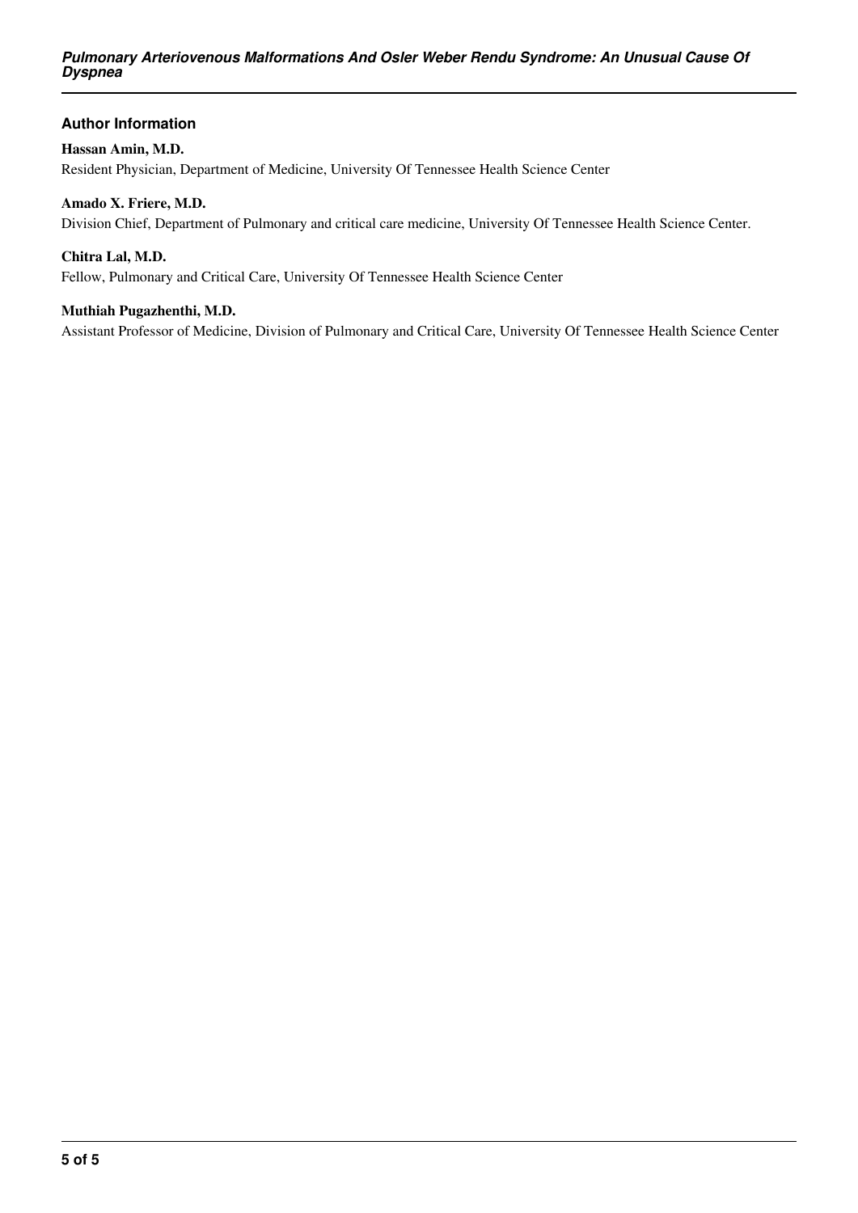### Author Information

**Hassan Amin, M.D.**
Resident Physician, Department of Medicine, University Of Tennessee Health Science Center

**Amado X. Friere, M.D.**
Division Chief, Department of Pulmonary and critical care medicine, University Of Tennessee Health Science Center.

**Chitra Lal, M.D.**
Fellow, Pulmonary and Critical Care, University Of Tennessee Health Science Center

**Muthiah Pugazhenthi, M.D.**
Assistant Professor of Medicine, Division of Pulmonary and Critical Care, University Of Tennessee Health Science Center